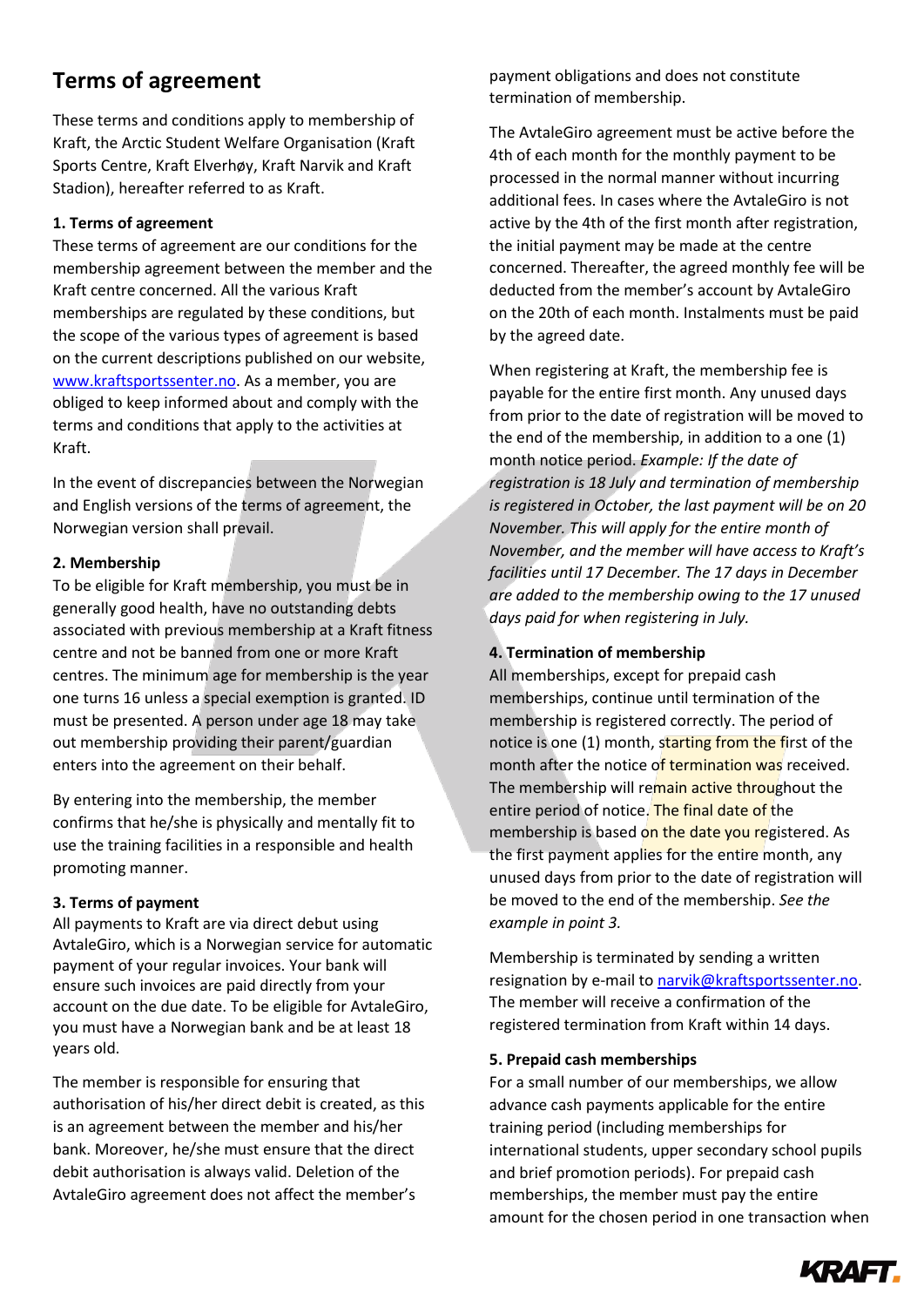# Terms of agreement

These terms and conditions apply to membership of Kraft, the Arctic Student Welfare Organisation (Kraft Sports Centre, Kraft Elverhøy, Kraft Narvik and Kraft Stadion), hereafter referred to as Kraft.

**1. Terms of agreement**

These terms of agreement are our conditions for the membership agreement between the member and the Kraft centre concerned. All the various Kraft memberships are regulated by these conditions, but the scope of the various types of agreement is based on the current descriptions published on our website, www.kraftsportssenter.no. As a member, you are obliged to keep informed about and comply with the terms and conditions that apply to the activities at Kraft.

In the event of discrepancies between the Norwegian and English versions of the terms of agreement, the Norwegian version shall prevail.

**2. Membership**

To be eligible for Kraft membership, you must be in generally good health, have no outstanding debts associated with previous membership at a Kraft fitness centre and not be banned from one or more Kraft centres. The minimum age for membership is the year one turns 16 unless a special exemption is granted. ID must be presented. A person under age 18 may take out membership providing their parent/guardian enters into the agreement on their behalf.

By entering into the membership, the member confirms that he/she is physically and mentally fit to use the training facilities in a responsible and health promoting manner.

**3. Terms of payment**

All payments to Kraft are via direct debut using AvtaleGiro, which is a Norwegian service for automatic payment of your regular invoices. Your bank will ensure such invoices are paid directly from your account on the due date. To be eligible for AvtaleGiro, you must have a Norwegian bank and be at least 18 years old.

The member is responsible for ensuring that authorisation of his/her direct debit is created, as this is an agreement between the member and his/her bank. Moreover, he/she must ensure that the direct debit authorisation is always valid. Deletion of the AvtaleGiro agreement does not affect the member's payment obligations and does not constitute termination of membership.

The AvtaleGiro agreement must be active before the 4th of each month for the monthly payment to be processed in the normal manner without incurring additional fees. In cases where the AvtaleGiro is not active by the 4th of the first month after registration, the initial payment may be made at the centre concerned. Thereafter, the agreed monthly fee will be deducted from the member's account by AvtaleGiro on the 20th of each month. Instalments must be paid by the agreed date.

When registering at Kraft, the membership fee is payable for the entire first month. Any unused days from prior to the date of registration will be moved to the end of the membership, in addition to a one (1) month notice period. *Example: If the date of registration is 18 July and termination of membership is registered in October, the last payment will be on 20 November. This will apply for the entire month of November, and the member will have access to Kraft's facilities until 17 December. The 17 days in December are added to the membership owing to the 17 unused days paid for when registering in July.*

**4. Termination of membership**

All memberships, except for prepaid cash memberships, continue until termination of the membership is registered correctly. The period of notice is one (1) month, starting from the first of the month after the notice of termination was received. The membership will remain active throughout the entire period of notice. The final date of the membership is based on the date you registered. As the first payment applies for the entire month, any unused days from prior to the date of registration will be moved to the end of the membership. *See the example in point 3.*

Membership is terminated by sending a written resignation by e-mail to narvik@kraftsportssenter.no. The member will receive a confirmation of the registered termination from Kraft within 14 days.

**5. Prepaid cash memberships**

For a small number of our memberships, we allow advance cash payments applicable for the entire training period (including memberships for international students, upper secondary school pupils and brief promotion periods). For prepaid cash memberships, the member must pay the entire amount for the chosen period in one transaction when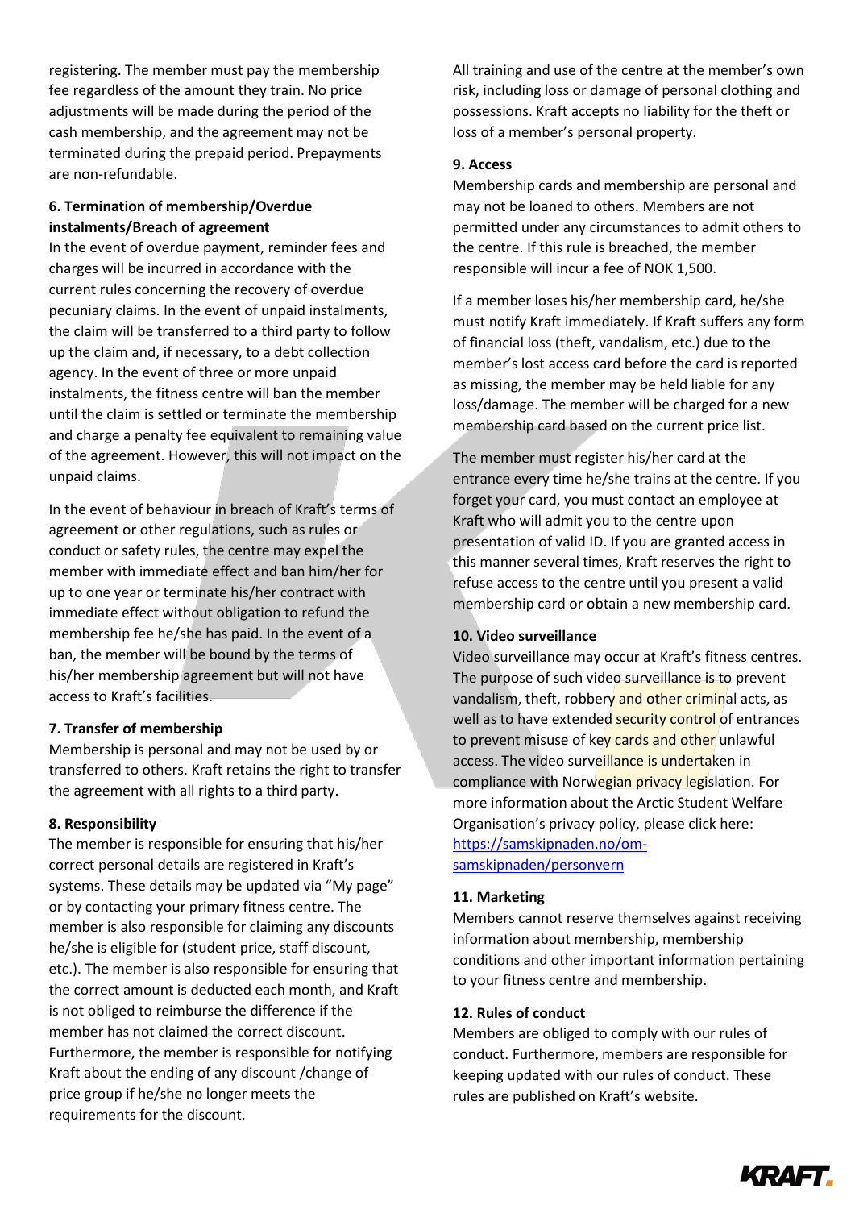registering. The member must pay the membership fee regardless of the amount they train. No price adjustments will be made during the period of the cash membership, and the agreement may not be terminated during the prepaid period. Prepayments are non-refundable.

**6. Termination of membership/Overdue instalments/Breach of agreement**

In the event of overdue payment, reminder fees and charges will be incurred in accordance with the current rules concerning the recovery of overdue pecuniary claims. In the event of unpaid instalments, the claim will be transferred to a third party to follow up the claim and, if necessary, to a debt collection agency. In the event of three or more unpaid instalments, the fitness centre will ban the member until the claim is settled or terminate the membership and charge a penalty fee equivalent to remaining value of the agreement. However, this will not impact on the unpaid claims.

In the event of behaviour in breach of Kraft's terms of agreement or other regulations, such as rules or conduct or safety rules, the centre may expel the member with immediate effect and ban him/her for up to one year or terminate his/her contract with immediate effect without obligation to refund the membership fee he/she has paid. In the event of a ban, the member will be bound by the terms of his/her membership agreement but will not have access to Kraft's facilities.

**7. Transfer of membership**

Membership is personal and may not be used by or transferred to others. Kraft retains the right to transfer the agreement with all rights to a third party.

**8. Responsibility**

The member is responsible for ensuring that his/her correct personal details are registered in Kraft's systems. These details may be updated via "My page" or by contacting your primary fitness centre. The member is also responsible for claiming any discounts he/she is eligible for (student price, staff discount, etc.). The member is also responsible for ensuring that the correct amount is deducted each month, and Kraft is not obliged to reimburse the difference if the member has not claimed the correct discount. Furthermore, the member is responsible for notifying Kraft about the ending of any discount /change of price group if he/she no longer meets the requirements for the discount.

All training and use of the centre at the member's own risk, including loss or damage of personal clothing and possessions. Kraft accepts no liability for the theft or loss of a member's personal property.

**9. Access**

Membership cards and membership are personal and may not be loaned to others. Members are not permitted under any circumstances to admit others to the centre. If this rule is breached, the member responsible will incur a fee of NOK 1,500.

If a member loses his/her membership card, he/she must notify Kraft immediately. If Kraft suffers any form of financial loss (theft, vandalism, etc.) due to the member's lost access card before the card is reported as missing, the member may be held liable for any loss/damage. The member will be charged for a new membership card based on the current price list.

The member must register his/her card at the entrance every time he/she trains at the centre. If you forget your card, you must contact an employee at Kraft who will admit you to the centre upon presentation of valid ID. If you are granted access in this manner several times, Kraft reserves the right to refuse access to the centre until you present a valid membership card or obtain a new membership card.

**10. Video surveillance**

Video surveillance may occur at Kraft's fitness centres. The purpose of such video surveillance is to prevent vandalism, theft, robbery and other criminal acts, as well as to have extended security control of entrances to prevent misuse of key cards and other unlawful access. The video surveillance is undertaken in compliance with Norwegian privacy legislation. For more information about the Arctic Student Welfare Organisation's privacy policy, please click here: https://samskipnaden.no/om-samskipnaden/personvern

**11. Marketing**

Members cannot reserve themselves against receiving information about membership, membership conditions and other important information pertaining to your fitness centre and membership.

**12. Rules of conduct**

Members are obliged to comply with our rules of conduct. Furthermore, members are responsible for keeping updated with our rules of conduct. These rules are published on Kraft's website.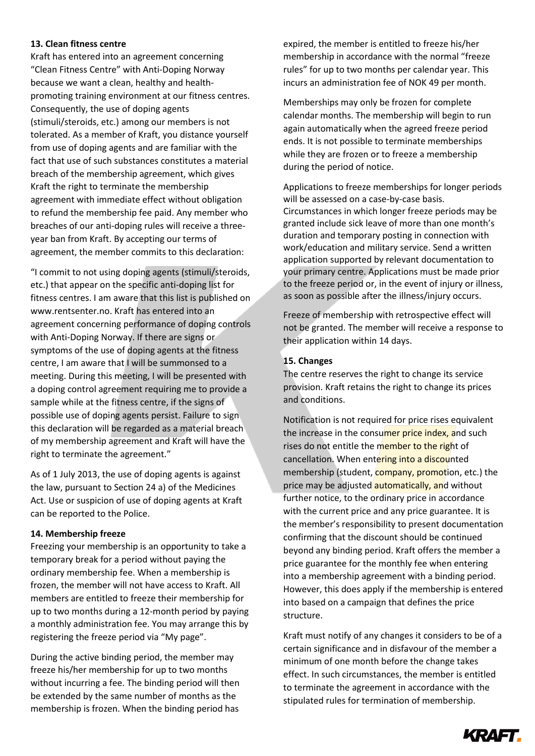### 13. Clean fitness centre

Kraft has entered into an agreement concerning "Clean Fitness Centre" with Anti-Doping Norway because we want a clean, healthy and health-promoting training environment at our fitness centres. Consequently, the use of doping agents (stimuli/steroids, etc.) among our members is not tolerated. As a member of Kraft, you distance yourself from use of doping agents and are familiar with the fact that use of such substances constitutes a material breach of the membership agreement, which gives Kraft the right to terminate the membership agreement with immediate effect without obligation to refund the membership fee paid. Any member who breaches of our anti-doping rules will receive a three-year ban from Kraft. By accepting our terms of agreement, the member commits to this declaration:

"I commit to not using doping agents (stimuli/steroids, etc.) that appear on the specific anti-doping list for fitness centres. I am aware that this list is published on www.rentsenter.no. Kraft has entered into an agreement concerning performance of doping controls with Anti-Doping Norway. If there are signs or symptoms of the use of doping agents at the fitness centre, I am aware that I will be summonsed to a meeting. During this meeting, I will be presented with a doping control agreement requiring me to provide a sample while at the fitness centre, if the signs of possible use of doping agents persist. Failure to sign this declaration will be regarded as a material breach of my membership agreement and Kraft will have the right to terminate the agreement."

As of 1 July 2013, the use of doping agents is against the law, pursuant to Section 24 a) of the Medicines Act. Use or suspicion of use of doping agents at Kraft can be reported to the Police.

### 14. Membership freeze

Freezing your membership is an opportunity to take a temporary break for a period without paying the ordinary membership fee. When a membership is frozen, the member will not have access to Kraft. All members are entitled to freeze their membership for up to two months during a 12-month period by paying a monthly administration fee. You may arrange this by registering the freeze period via "My page".

During the active binding period, the member may freeze his/her membership for up to two months without incurring a fee. The binding period will then be extended by the same number of months as the membership is frozen. When the binding period has expired, the member is entitled to freeze his/her membership in accordance with the normal "freeze rules" for up to two months per calendar year. This incurs an administration fee of NOK 49 per month.

Memberships may only be frozen for complete calendar months. The membership will begin to run again automatically when the agreed freeze period ends. It is not possible to terminate memberships while they are frozen or to freeze a membership during the period of notice.

Applications to freeze memberships for longer periods will be assessed on a case-by-case basis. Circumstances in which longer freeze periods may be granted include sick leave of more than one month's duration and temporary posting in connection with work/education and military service. Send a written application supported by relevant documentation to your primary centre. Applications must be made prior to the freeze period or, in the event of injury or illness, as soon as possible after the illness/injury occurs.

Freeze of membership with retrospective effect will not be granted. The member will receive a response to their application within 14 days.

### 15. Changes

The centre reserves the right to change its service provision. Kraft retains the right to change its prices and conditions.

Notification is not required for price rises equivalent the increase in the consumer price index, and such rises do not entitle the member to the right of cancellation. When entering into a discounted membership (student, company, promotion, etc.) the price may be adjusted automatically, and without further notice, to the ordinary price in accordance with the current price and any price guarantee. It is the member's responsibility to present documentation confirming that the discount should be continued beyond any binding period. Kraft offers the member a price guarantee for the monthly fee when entering into a membership agreement with a binding period. However, this does apply if the membership is entered into based on a campaign that defines the price structure.

Kraft must notify of any changes it considers to be of a certain significance and in disfavour of the member a minimum of one month before the change takes effect. In such circumstances, the member is entitled to terminate the agreement in accordance with the stipulated rules for termination of membership.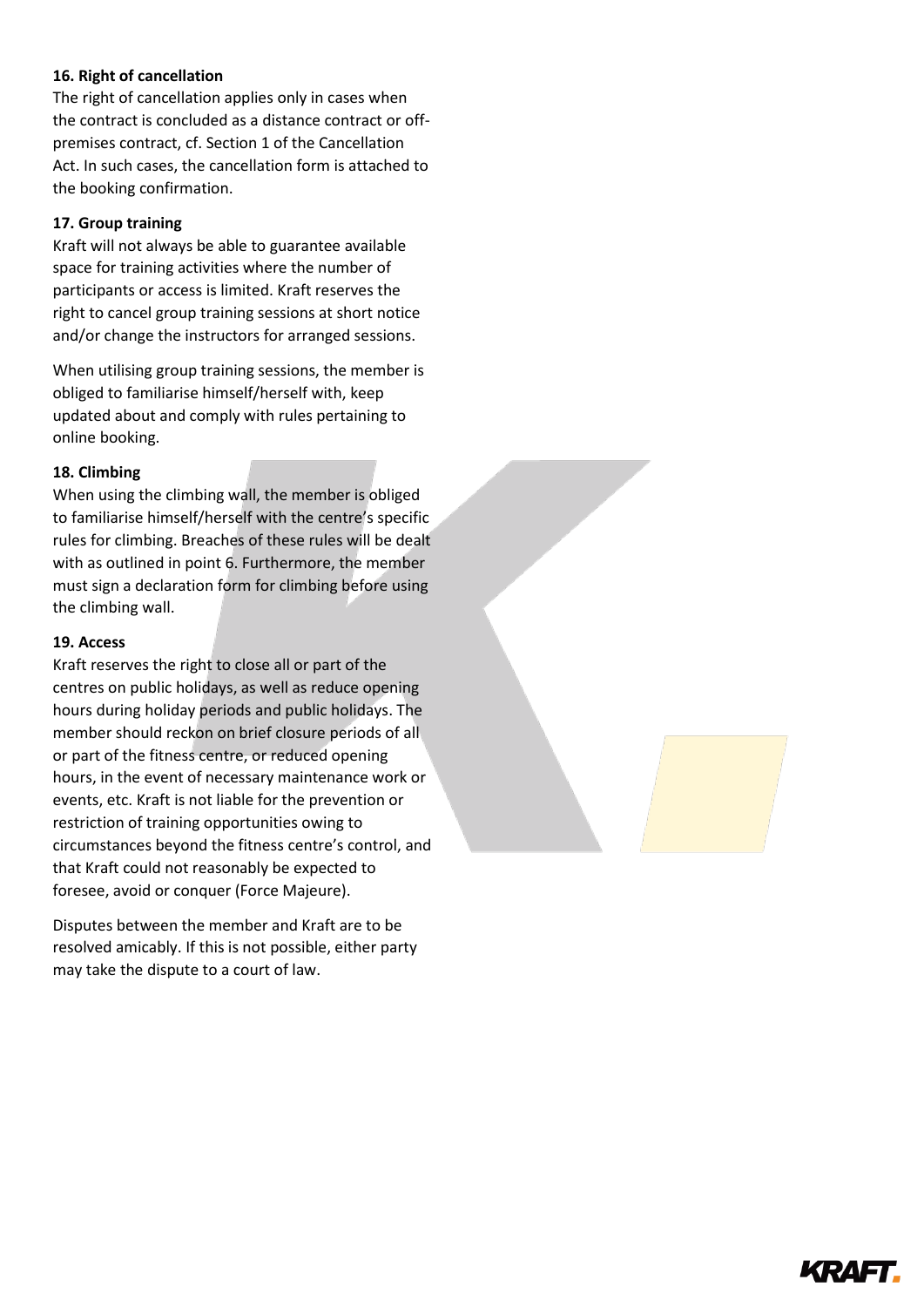**16. Right of cancellation**

The right of cancellation applies only in cases when the contract is concluded as a distance contract or off-premises contract, cf. Section 1 of the Cancellation Act. In such cases, the cancellation form is attached to the booking confirmation.

**17. Group training**

Kraft will not always be able to guarantee available space for training activities where the number of participants or access is limited. Kraft reserves the right to cancel group training sessions at short notice and/or change the instructors for arranged sessions.

When utilising group training sessions, the member is obliged to familiarise himself/herself with, keep updated about and comply with rules pertaining to online booking.

**18. Climbing**

When using the climbing wall, the member is obliged to familiarise himself/herself with the centre's specific rules for climbing. Breaches of these rules will be dealt with as outlined in point 6. Furthermore, the member must sign a declaration form for climbing before using the climbing wall.

**19. Access**

Kraft reserves the right to close all or part of the centres on public holidays, as well as reduce opening hours during holiday periods and public holidays. The member should reckon on brief closure periods of all or part of the fitness centre, or reduced opening hours, in the event of necessary maintenance work or events, etc. Kraft is not liable for the prevention or restriction of training opportunities owing to circumstances beyond the fitness centre's control, and that Kraft could not reasonably be expected to foresee, avoid or conquer (Force Majeure).

Disputes between the member and Kraft are to be resolved amicably. If this is not possible, either party may take the dispute to a court of law.